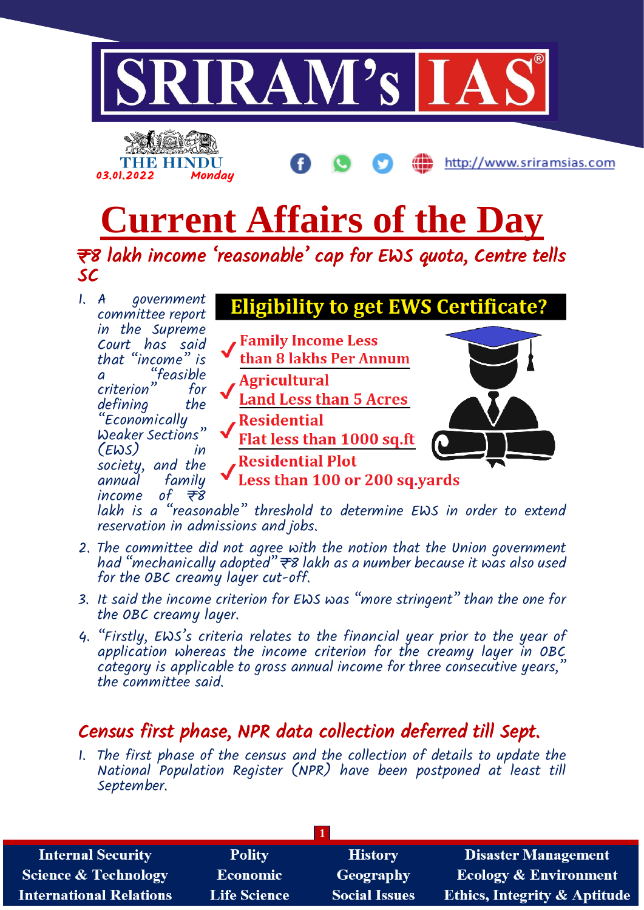# SRIRAM's IAS

THE HINDU
03.01.2022 Monday

http://www.sriramsias.com

# Current Affairs of the Day

## ₹8 lakh income 'reasonable' cap for EWS quota, Centre tells SC

**Eligibility to get EWS Certificate?**

- Family Income Less than 8 lakhs Per Annum
- Agricultural Land Less than 5 Acres
- Residential Flat less than 1000 sq.ft
- Residential Plot Less than 100 or 200 sq.yards

1. A government committee report in the Supreme Court has said that "income" is a "feasible criterion" for defining the "Economically Weaker Sections" (EWS) in society, and the annual family income of ₹8 lakh is a "reasonable" threshold to determine EWS in order to extend reservation in admissions and jobs.
2. The committee did not agree with the notion that the Union government had "mechanically adopted" ₹8 lakh as a number because it was also used for the OBC creamy layer cut-off.
3. It said the income criterion for EWS was "more stringent" than the one for the OBC creamy layer.
4. "Firstly, EWS's criteria relates to the financial year prior to the year of application whereas the income criterion for the creamy layer in OBC category is applicable to gross annual income for three consecutive years," the committee said.

## Census first phase, NPR data collection deferred till Sept.

1. The first phase of the census and the collection of details to update the National Population Register (NPR) have been postponed at least till September.

| Internal Security | Polity | History | Disaster Management |
|---|---|---|---|
| Science & Technology | Economic | Geography | Ecology & Environment |
| International Relations | Life Science | Social Issues | Ethics, Integrity & Aptitude |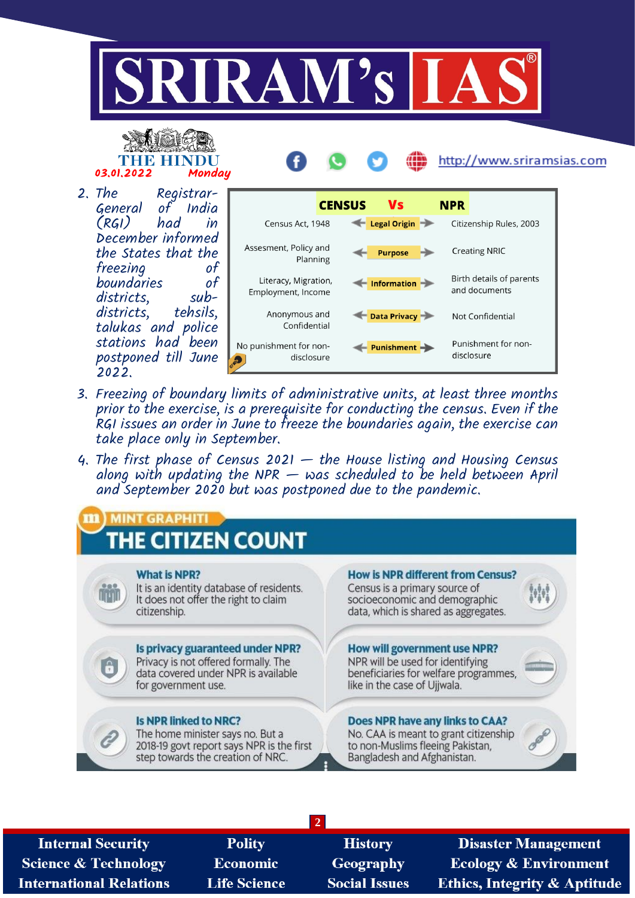2. The Registrar-General of India (RGI) had in December informed the States that the freezing of boundaries of districts, sub-districts, tehsils, talukas and police stations had been postponed till June 2022.

| CENSUS | Vs | NPR |
|---|---|---|
| Census Act, 1948 | Legal Origin | Citizenship Rules, 2003 |
| Assesment, Policy and Planning | Purpose | Creating NRIC |
| Literacy, Migration, Employment, Income | Information | Birth details of parents and documents |
| Anonymous and Confidential | Data Privacy | Not Confidential |
| No punishment for non-disclosure | Punishment | Punishment for non-disclosure |

3. Freezing of boundary limits of administrative units, at least three months prior to the exercise, is a prerequisite for conducting the census. Even if the RGI issues an order in June to freeze the boundaries again, the exercise can take place only in September.

4. The first phase of Census 2021 — the House listing and Housing Census along with updating the NPR — was scheduled to be held between April and September 2020 but was postponed due to the pandemic.

## MINT GRAPHITI
## THE CITIZEN COUNT

**What is NPR?**
It is an identity database of residents. It does not offer the right to claim citizenship.

**How is NPR different from Census?**
Census is a primary source of socioeconomic and demographic data, which is shared as aggregates.

**Is privacy guaranteed under NPR?**
Privacy is not offered formally. The data covered under NPR is available for government use.

**How will government use NPR?**
NPR will be used for identifying beneficiaries for welfare programmes, like in the case of Ujjwala.

**Is NPR linked to NRC?**
The home minister says no. But a 2018-19 govt report says NPR is the first step towards the creation of NRC.

**Does NPR have any links to CAA?**
No. CAA is meant to grant citizenship to non-Muslims fleeing Pakistan, Bangladesh and Afghanistan.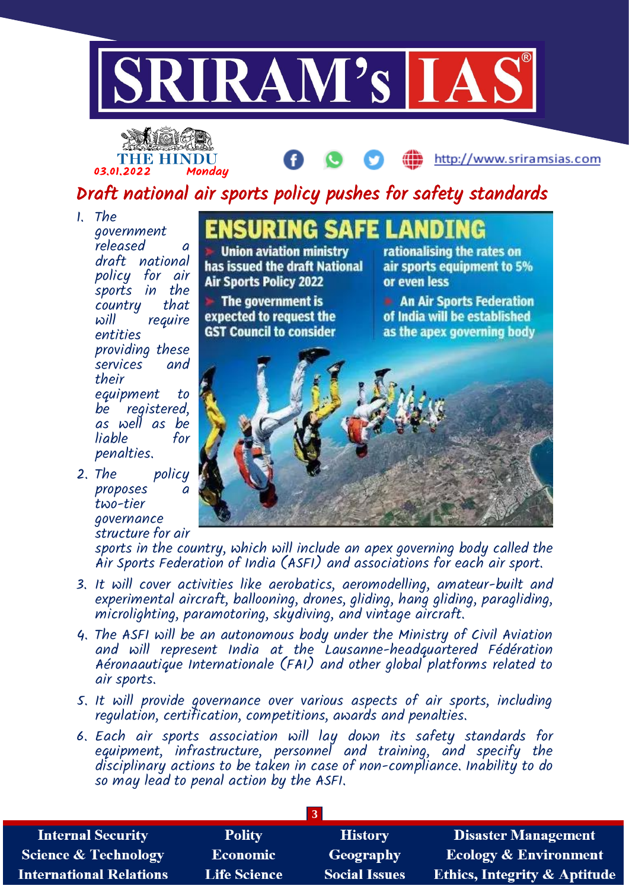# Draft national air sports policy pushes for safety standards

03.01.2022 Monday

## ENSURING SAFE LANDING

- Union aviation ministry has issued the draft National Air Sports Policy 2022
- The government is expected to request the GST Council to consider rationalising the rates on air sports equipment to 5% or even less
- An Air Sports Federation of India will be established as the apex governing body

1. The government released a draft national policy for air sports in the country that will require entities providing these services and their equipment to be registered, as well as be liable for penalties.
2. The policy proposes a two-tier governance structure for air sports in the country, which will include an apex governing body called the Air Sports Federation of India (ASFI) and associations for each air sport.
3. It will cover activities like aerobatics, aeromodelling, amateur-built and experimental aircraft, ballooning, drones, gliding, hang gliding, paragliding, microlighting, paramotoring, skydiving, and vintage aircraft.
4. The ASFI will be an autonomous body under the Ministry of Civil Aviation and will represent India at the Lausanne-headquartered Fédération Aéronaautique Internationale (FAI) and other global platforms related to air sports.
5. It will provide governance over various aspects of air sports, including regulation, certification, competitions, awards and penalties.
6. Each air sports association will lay down its safety standards for equipment, infrastructure, personnel and training, and specify the disciplinary actions to be taken in case of non-compliance. Inability to do so may lead to penal action by the ASFI.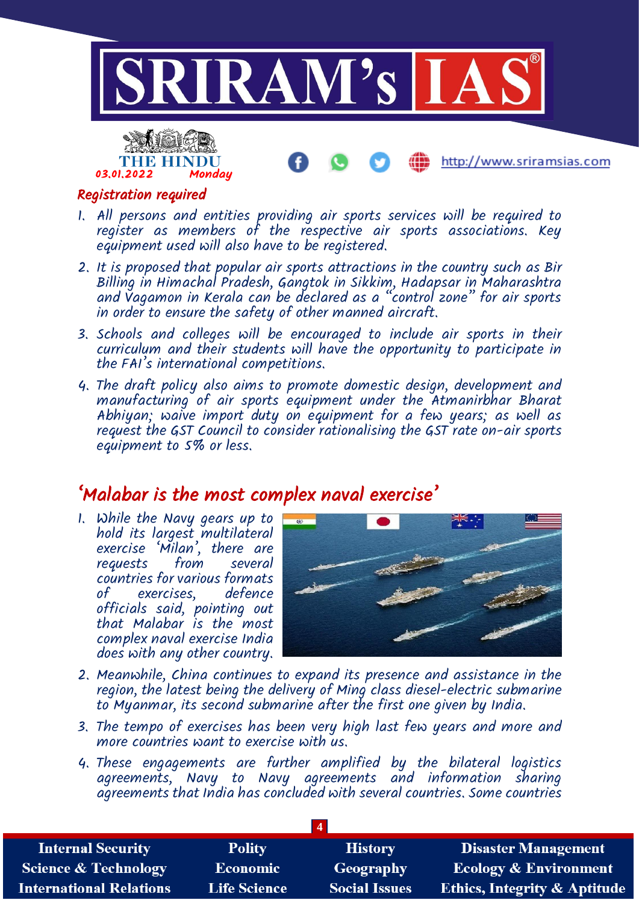## Registration required

1. All persons and entities providing air sports services will be required to register as members of the respective air sports associations. Key equipment used will also have to be registered.
2. It is proposed that popular air sports attractions in the country such as Bir Billing in Himachal Pradesh, Gangtok in Sikkim, Hadapsar in Maharashtra and Vagamon in Kerala can be declared as a "control zone" for air sports in order to ensure the safety of other manned aircraft.
3. Schools and colleges will be encouraged to include air sports in their curriculum and their students will have the opportunity to participate in the FAI's international competitions.
4. The draft policy also aims to promote domestic design, development and manufacturing of air sports equipment under the Atmanirbhar Bharat Abhiyan; waive import duty on equipment for a few years; as well as request the GST Council to consider rationalising the GST rate on-air sports equipment to 5% or less.

# 'Malabar is the most complex naval exercise'

1. While the Navy gears up to hold its largest multilateral exercise 'Milan', there are requests from several countries for various formats of exercises, defence officials said, pointing out that Malabar is the most complex naval exercise India does with any other country.
2. Meanwhile, China continues to expand its presence and assistance in the region, the latest being the delivery of Ming class diesel-electric submarine to Myanmar, its second submarine after the first one given by India.
3. The tempo of exercises has been very high last few years and more and more countries want to exercise with us.
4. These engagements are further amplified by the bilateral logistics agreements, Navy to Navy agreements and information sharing agreements that India has concluded with several countries. Some countries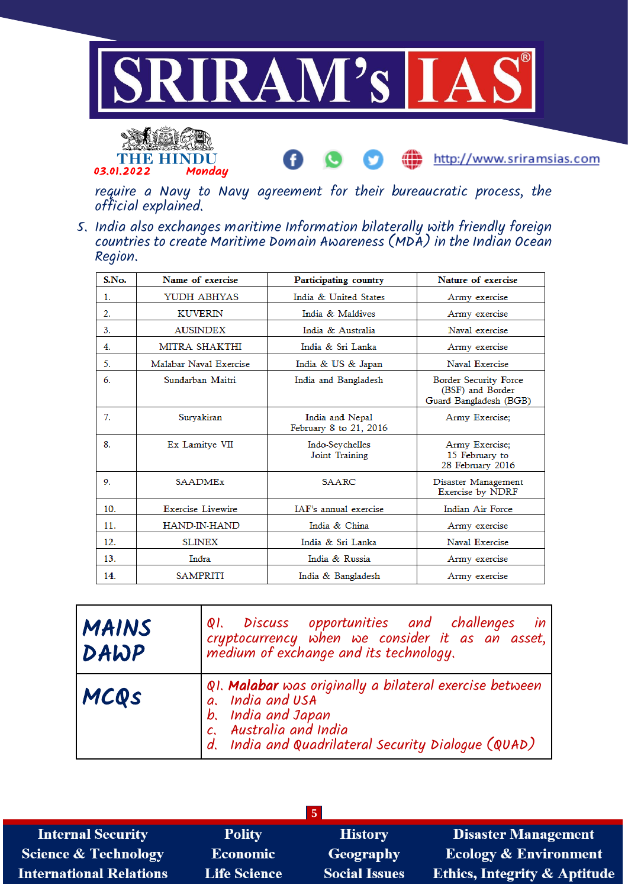require a Navy to Navy agreement for their bureaucratic process, the official explained.

5. India also exchanges maritime Information bilaterally with friendly foreign countries to create Maritime Domain Awareness (MDA) in the Indian Ocean Region.

| S.No. | Name of exercise | Participating country | Nature of exercise |
|---|---|---|---|
| 1. | YUDH ABHYAS | India & United States | Army exercise |
| 2. | KUVERIN | India & Maldives | Army exercise |
| 3. | AUSINDEX | India & Australia | Naval exercise |
| 4. | MITRA SHAKTHI | India & Sri Lanka | Army exercise |
| 5. | Malabar Naval Exercise | India & US & Japan | Naval Exercise |
| 6. | Sundarban Maitri | India and Bangladesh | Border Security Force (BSF) and Border Guard Bangladesh (BGB) |
| 7. | Suryakiran | India and Nepal February 8 to 21, 2016 | Army Exercise; |
| 8. | Ex Lamitye VII | Indo-Seychelles Joint Training | Army Exercise; 15 February to 28 February 2016 |
| 9. | SAADMEx | SAARC | Disaster Management Exercise by NDRF |
| 10. | Exercise Livewire | IAF's annual exercise | Indian Air Force |
| 11. | HAND-IN-HAND | India & China | Army exercise |
| 12. | SLINEX | India & Sri Lanka | Naval Exercise |
| 13. | Indra | India & Russia | Army exercise |
| 14. | SAMPRITI | India & Bangladesh | Army exercise |

| | |
|---|---|
| **MAINS DAWP** | Q1. Discuss opportunities and challenges in cryptocurrency when we consider it as an asset, medium of exchange and its technology. |
| **MCQs** | Q1. **Malabar** was originally a bilateral exercise between<br>a. India and USA<br>b. India and Japan<br>c. Australia and India<br>d. India and Quadrilateral Security Dialogue (QUAD) |